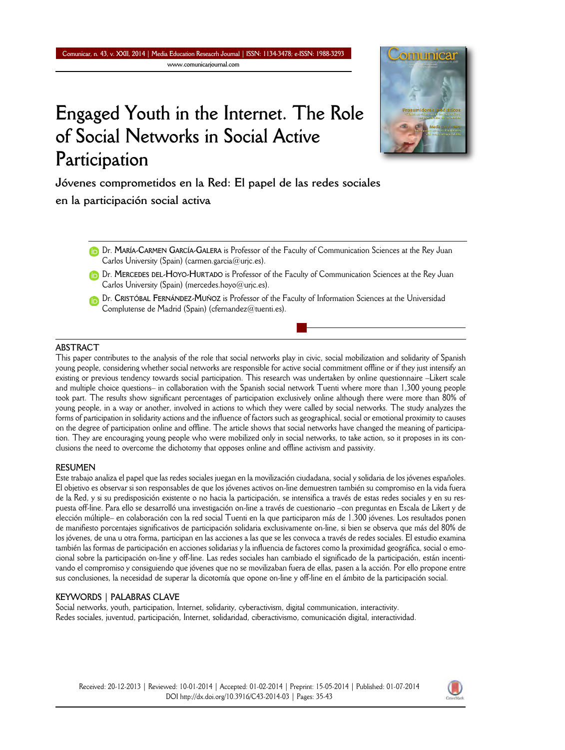# Engaged Youth in the Internet. The Role of Social Networks in Social Active Participation

## Jóvenes comprometidos en la Red: El papel de las redes sociales en la participación social activa

Dr. **María-Carmen García-Galera** is Professor of the Faculty of Communication Sciences at the Rey Juan Carlos University (Spain) (carmen.garcia@urjc.es).

Dr. **Mercedes del-Hoyo-Hurtado** is Professor of the Faculty of Communication Sciences at the Rey Juan Carlos University (Spain) (mercedes.hoyo@urjc.es).

Dr. **Cristóbal Fernández-Muñoz** is Professor of the Faculty of Information Sciences at the Universidad Complutense de Madrid (Spain) (cfernandez@tuenti.es).

### ABSTRACT

This paper contributes to the analysis of the role that social networks play in civic, social mobilization and solidarity of Spanish young people, considering whether social networks are responsible for active social commitment offline or if they just intensify an existing or previous tendency towards social participation. This research was undertaken by online questionnaire –Likert scale and multiple choice questions– in collaboration with the Spanish social network Tuenti where more than 1,300 young people took part. The results show significant percentages of participation exclusively online although there were more than 80% of young people, in a way or another, involved in actions to which they were called by social networks. The study analyzes the forms of participation in solidarity actions and the influence of factors such as geographical, social or emotional proximity to causes on the degree of participation online and offline. The article shows that social networks have changed the meaning of participation. They are encouraging young people who were mobilized only in social networks, to take action, so it proposes in its conclusions the need to overcome the dichotomy that opposes online and offline activism and passivity.

### RESUMEN

Este trabajo analiza el papel que las redes sociales juegan en la movilización ciudadana, social y solidaria de los jóvenes españoles. El objetivo es observar si son responsables de que los jóvenes activos on-line demuestren también su compromiso en la vida fuera de la Red, y si su predisposición existente o no hacia la participación, se intensifica a través de estas redes sociales y en su respuesta off-line. Para ello se desarrolló una investigación on-line a través de cuestionario –con preguntas en Escala de Likert y de elección múltiple– en colaboración con la red social Tuenti en la que participaron más de 1.300 jóvenes. Los resultados ponen de manifiesto porcentajes significativos de participación solidaria exclusivamente on-line, si bien se observa que más del 80% de los jóvenes, de una u otra forma, participan en las acciones a las que se les convoca a través de redes sociales. El estudio examina también las formas de participación en acciones solidarias y la influencia de factores como la proximidad geográfica, social o emocional sobre la participación on-line y off-line. Las redes sociales han cambiado el significado de la participación, están incentivando el compromiso y consiguiendo que jóvenes que no se movilizaban fuera de ellas, pasen a la acción. Por ello propone entre sus conclusiones, la necesidad de superar la dicotomía que opone on-line y off-line en el ámbito de la participación social.

### KEYWORDS | PALABRAS CLAVE

Social networks, youth, participation, Internet, solidarity, cyberactivism, digital communication, interactivity.
Redes sociales, juventud, participación, Internet, solidaridad, ciberactivismo, comunicación digital, interactividad.

Received: 20-12-2013 | Reviewed: 10-01-2014 | Accepted: 01-02-2014 | Preprint: 15-05-2014 | Published: 01-07-2014
DOI http://dx.doi.org/10.3916/C43-2014-03 | Pages: 35-43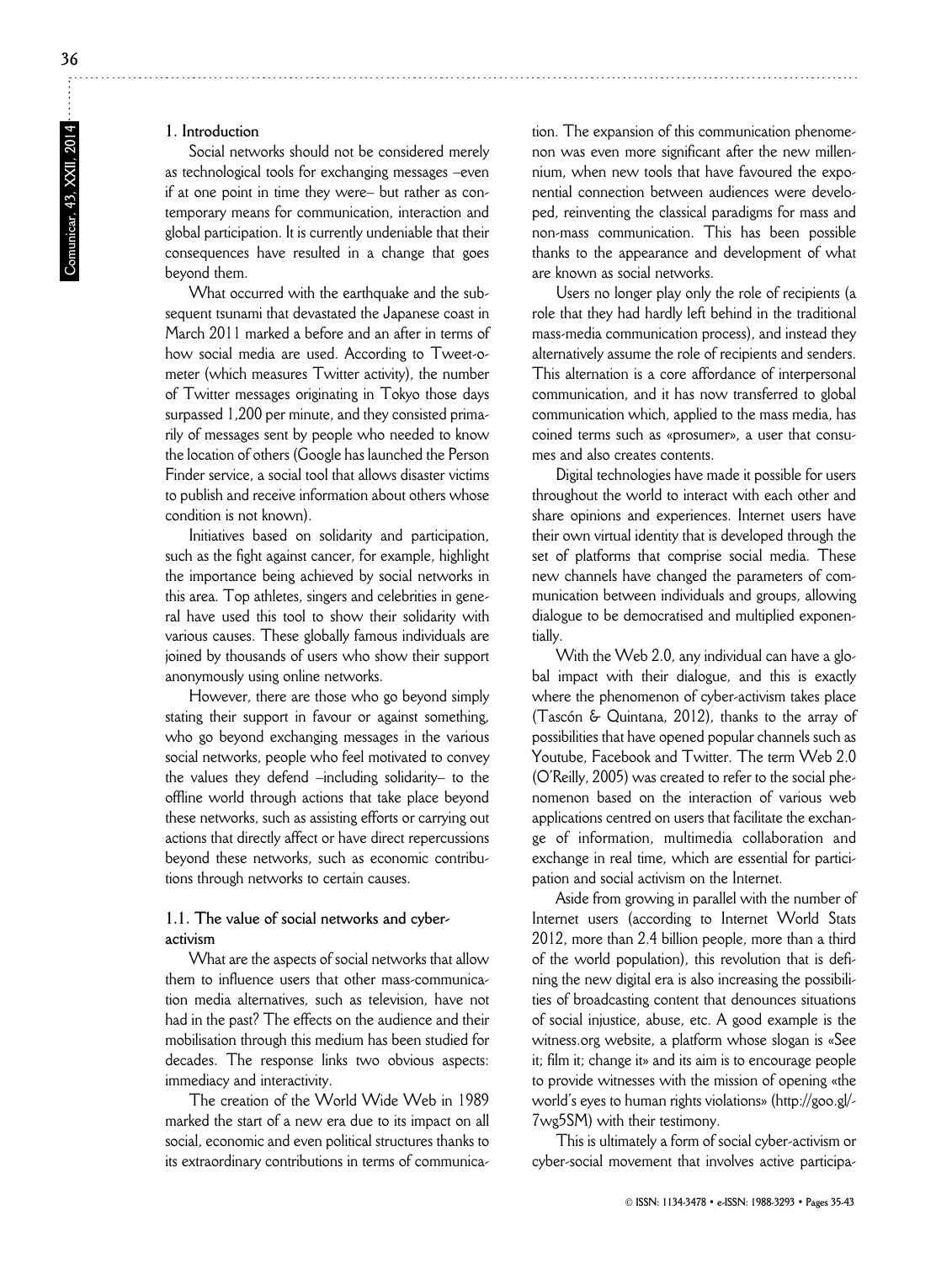## 1. Introduction

Social networks should not be considered merely as technological tools for exchanging messages –even if at one point in time they were– but rather as contemporary means for communication, interaction and global participation. It is currently undeniable that their consequences have resulted in a change that goes beyond them.

What occurred with the earthquake and the subsequent tsunami that devastated the Japanese coast in March 2011 marked a before and an after in terms of how social media are used. According to Tweet-o-meter (which measures Twitter activity), the number of Twitter messages originating in Tokyo those days surpassed 1,200 per minute, and they consisted primarily of messages sent by people who needed to know the location of others (Google has launched the Person Finder service, a social tool that allows disaster victims to publish and receive information about others whose condition is not known).

Initiatives based on solidarity and participation, such as the fight against cancer, for example, highlight the importance being achieved by social networks in this area. Top athletes, singers and celebrities in general have used this tool to show their solidarity with various causes. These globally famous individuals are joined by thousands of users who show their support anonymously using online networks.

However, there are those who go beyond simply stating their support in favour or against something, who go beyond exchanging messages in the various social networks, people who feel motivated to convey the values they defend –including solidarity– to the offline world through actions that take place beyond these networks, such as assisting efforts or carrying out actions that directly affect or have direct repercussions beyond these networks, such as economic contributions through networks to certain causes.

### 1.1. The value of social networks and cyber-activism

What are the aspects of social networks that allow them to influence users that other mass-communication media alternatives, such as television, have not had in the past? The effects on the audience and their mobilisation through this medium has been studied for decades. The response links two obvious aspects: immediacy and interactivity.

The creation of the World Wide Web in 1989 marked the start of a new era due to its impact on all social, economic and even political structures thanks to its extraordinary contributions in terms of communication. The expansion of this communication phenomenon was even more significant after the new millennium, when new tools that have favoured the exponential connection between audiences were developed, reinventing the classical paradigms for mass and non-mass communication. This has been possible thanks to the appearance and development of what are known as social networks.

Users no longer play only the role of recipients (a role that they had hardly left behind in the traditional mass-media communication process), and instead they alternatively assume the role of recipients and senders. This alternation is a core affordance of interpersonal communication, and it has now transferred to global communication which, applied to the mass media, has coined terms such as «prosumer», a user that consumes and also creates contents.

Digital technologies have made it possible for users throughout the world to interact with each other and share opinions and experiences. Internet users have their own virtual identity that is developed through the set of platforms that comprise social media. These new channels have changed the parameters of communication between individuals and groups, allowing dialogue to be democratised and multiplied exponentially.

With the Web 2.0, any individual can have a global impact with their dialogue, and this is exactly where the phenomenon of cyber-activism takes place (Tascón & Quintana, 2012), thanks to the array of possibilities that have opened popular channels such as Youtube, Facebook and Twitter. The term Web 2.0 (O'Reilly, 2005) was created to refer to the social phenomenon based on the interaction of various web applications centred on users that facilitate the exchange of information, multimedia collaboration and exchange in real time, which are essential for participation and social activism on the Internet.

Aside from growing in parallel with the number of Internet users (according to Internet World Stats 2012, more than 2.4 billion people, more than a third of the world population), this revolution that is defining the new digital era is also increasing the possibilities of broadcasting content that denounces situations of social injustice, abuse, etc. A good example is the witness.org website, a platform whose slogan is «See it; film it; change it» and its aim is to encourage people to provide witnesses with the mission of opening «the world's eyes to human rights violations» (http://goo.gl/7wg5SM) with their testimony.

This is ultimately a form of social cyber-activism or cyber-social movement that involves active participa-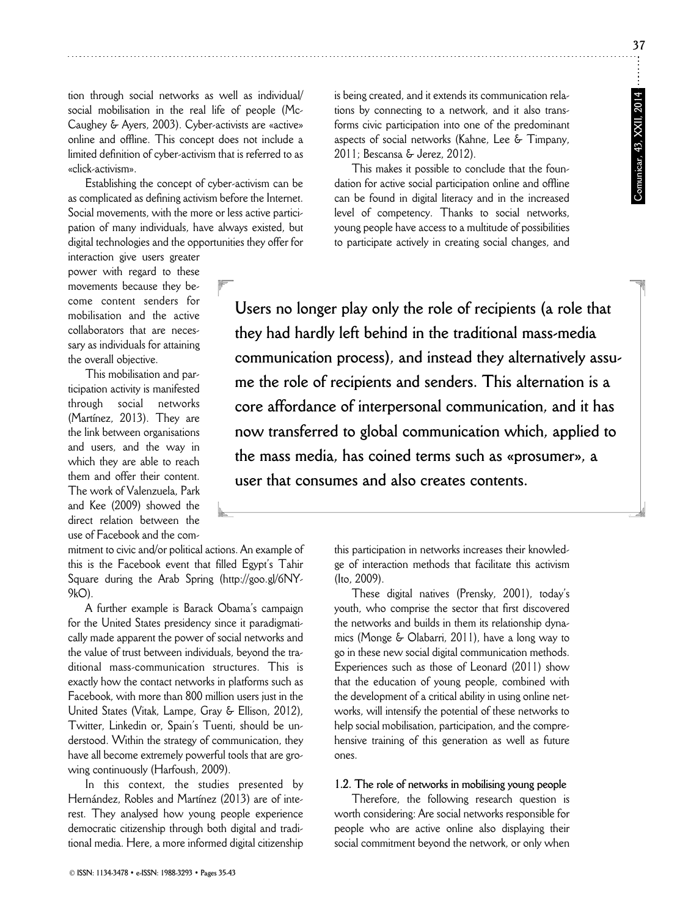tion through social networks as well as individual/ social mobilisation in the real life of people (McCaughey & Ayers, 2003). Cyber-activists are «active» online and offline. This concept does not include a limited definition of cyber-activism that is referred to as «click-activism».

Establishing the concept of cyber-activism can be as complicated as defining activism before the Internet. Social movements, with the more or less active participation of many individuals, have always existed, but digital technologies and the opportunities they offer for interaction give users greater power with regard to these movements because they become content senders for mobilisation and the active collaborators that are necessary as individuals for attaining the overall objective.

This mobilisation and participation activity is manifested through social networks (Martínez, 2013). They are the link between organisations and users, and the way in which they are able to reach them and offer their content. The work of Valenzuela, Park and Kee (2009) showed the direct relation between the use of Facebook and the commitment to civic and/or political actions. An example of this is the Facebook event that filled Egypt's Tahir Square during the Arab Spring (http://goo.gl/6NY9kO).

A further example is Barack Obama's campaign for the United States presidency since it paradigmatically made apparent the power of social networks and the value of trust between individuals, beyond the traditional mass-communication structures. This is exactly how the contact networks in platforms such as Facebook, with more than 800 million users just in the United States (Vitak, Lampe, Gray & Ellison, 2012), Twitter, Linkedin or, Spain's Tuenti, should be understood. Within the strategy of communication, they have all become extremely powerful tools that are growing continuously (Harfoush, 2009).

In this context, the studies presented by Hernández, Robles and Martínez (2013) are of interest. They analysed how young people experience democratic citizenship through both digital and traditional media. Here, a more informed digital citizenship is being created, and it extends its communication relations by connecting to a network, and it also transforms civic participation into one of the predominant aspects of social networks (Kahne, Lee & Timpany, 2011; Bescansa & Jerez, 2012).

This makes it possible to conclude that the foundation for active social participation online and offline can be found in digital literacy and in the increased level of competency. Thanks to social networks, young people have access to a multitude of possibilities to participate actively in creating social changes, and this participation in networks increases their knowledge of interaction methods that facilitate this activism (Ito, 2009).

> **Users no longer play only the role of recipients (a role that they had hardly left behind in the traditional mass-media communication process), and instead they alternatively assume the role of recipients and senders. This alternation is a core affordance of interpersonal communication, and it has now transferred to global communication which, applied to the mass media, has coined terms such as «prosumer», a user that consumes and also creates contents.**

These digital natives (Prensky, 2001), today's youth, who comprise the sector that first discovered the networks and builds in them its relationship dynamics (Monge & Olabarri, 2011), have a long way to go in these new social digital communication methods. Experiences such as those of Leonard (2011) show that the education of young people, combined with the development of a critical ability in using online networks, will intensify the potential of these networks to help social mobilisation, participation, and the comprehensive training of this generation as well as future ones.

### 1.2. The role of networks in mobilising young people

Therefore, the following research question is worth considering: Are social networks responsible for people who are active online also displaying their social commitment beyond the network, or only when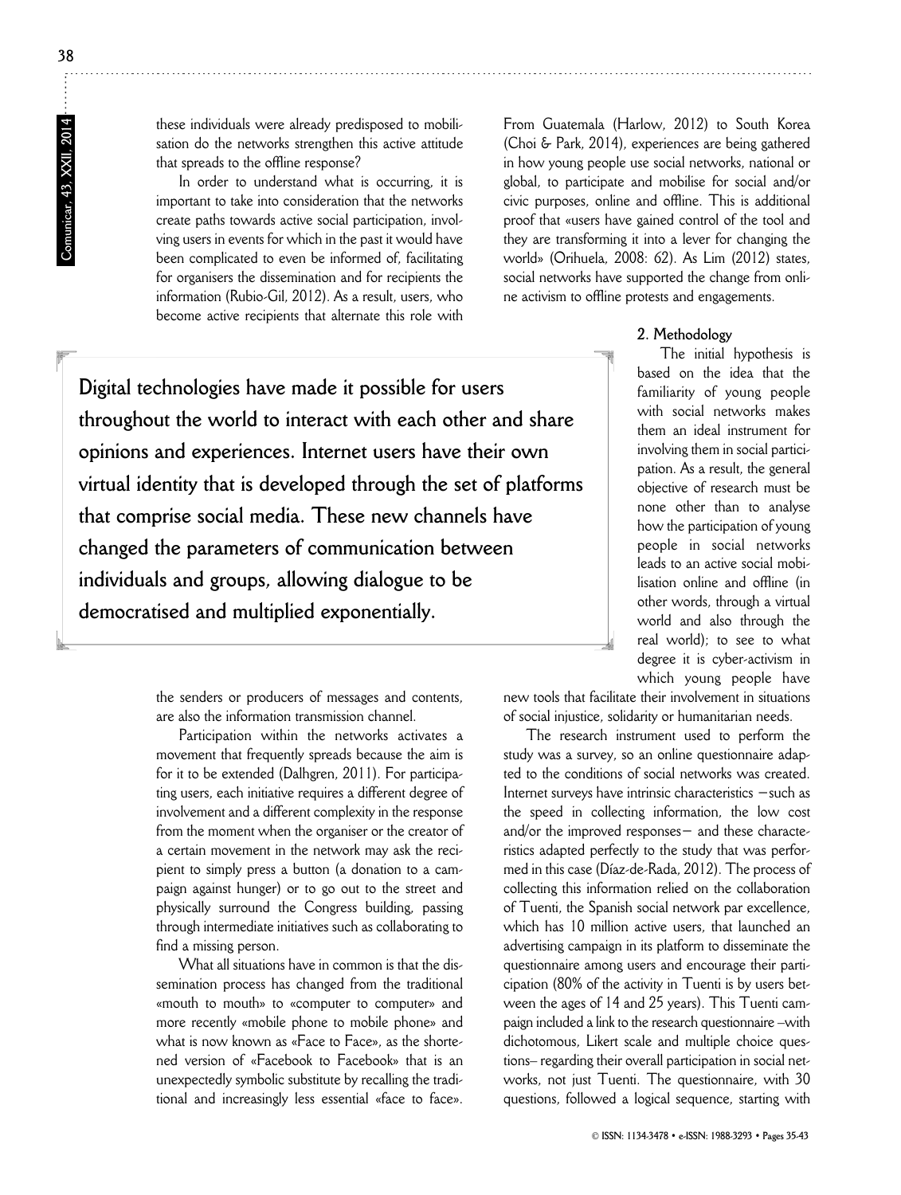these individuals were already predisposed to mobilisation do the networks strengthen this active attitude that spreads to the offline response?

In order to understand what is occurring, it is important to take into consideration that the networks create paths towards active social participation, involving users in events for which in the past it would have been complicated to even be informed of, facilitating for organisers the dissemination and for recipients the information (Rubio-Gil, 2012). As a result, users, who become active recipients that alternate this role with the senders or producers of messages and contents, are also the information transmission channel.

**Digital technologies have made it possible for users throughout the world to interact with each other and share opinions and experiences. Internet users have their own virtual identity that is developed through the set of platforms that comprise social media. These new channels have changed the parameters of communication between individuals and groups, allowing dialogue to be democratised and multiplied exponentially.**

Participation within the networks activates a movement that frequently spreads because the aim is for it to be extended (Dalhgren, 2011). For participating users, each initiative requires a different degree of involvement and a different complexity in the response from the moment when the organiser or the creator of a certain movement in the network may ask the recipient to simply press a button (a donation to a campaign against hunger) or to go out to the street and physically surround the Congress building, passing through intermediate initiatives such as collaborating to find a missing person.

What all situations have in common is that the dissemination process has changed from the traditional «mouth to mouth» to «computer to computer» and more recently «mobile phone to mobile phone» and what is now known as «Face to Face», as the shortened version of «Facebook to Facebook» that is an unexpectedly symbolic substitute by recalling the traditional and increasingly less essential «face to face». From Guatemala (Harlow, 2012) to South Korea (Choi & Park, 2014), experiences are being gathered in how young people use social networks, national or global, to participate and mobilise for social and/or civic purposes, online and offline. This is additional proof that «users have gained control of the tool and they are transforming it into a lever for changing the world» (Orihuela, 2008: 62). As Lim (2012) states, social networks have supported the change from online activism to offline protests and engagements.

## 2. Methodology

The initial hypothesis is based on the idea that the familiarity of young people with social networks makes them an ideal instrument for involving them in social participation. As a result, the general objective of research must be none other than to analyse how the participation of young people in social networks leads to an active social mobilisation online and offline (in other words, through a virtual world and also through the real world); to see to what degree it is cyber-activism in which young people have new tools that facilitate their involvement in situations of social injustice, solidarity or humanitarian needs.

The research instrument used to perform the study was a survey, so an online questionnaire adapted to the conditions of social networks was created. Internet surveys have intrinsic characteristics –such as the speed in collecting information, the low cost and/or the improved responses– and these characteristics adapted perfectly to the study that was performed in this case (Díaz-de-Rada, 2012). The process of collecting this information relied on the collaboration of Tuenti, the Spanish social network par excellence, which has 10 million active users, that launched an advertising campaign in its platform to disseminate the questionnaire among users and encourage their participation (80% of the activity in Tuenti is by users between the ages of 14 and 25 years). This Tuenti campaign included a link to the research questionnaire –with dichotomous, Likert scale and multiple choice questions– regarding their overall participation in social networks, not just Tuenti. The questionnaire, with 30 questions, followed a logical sequence, starting with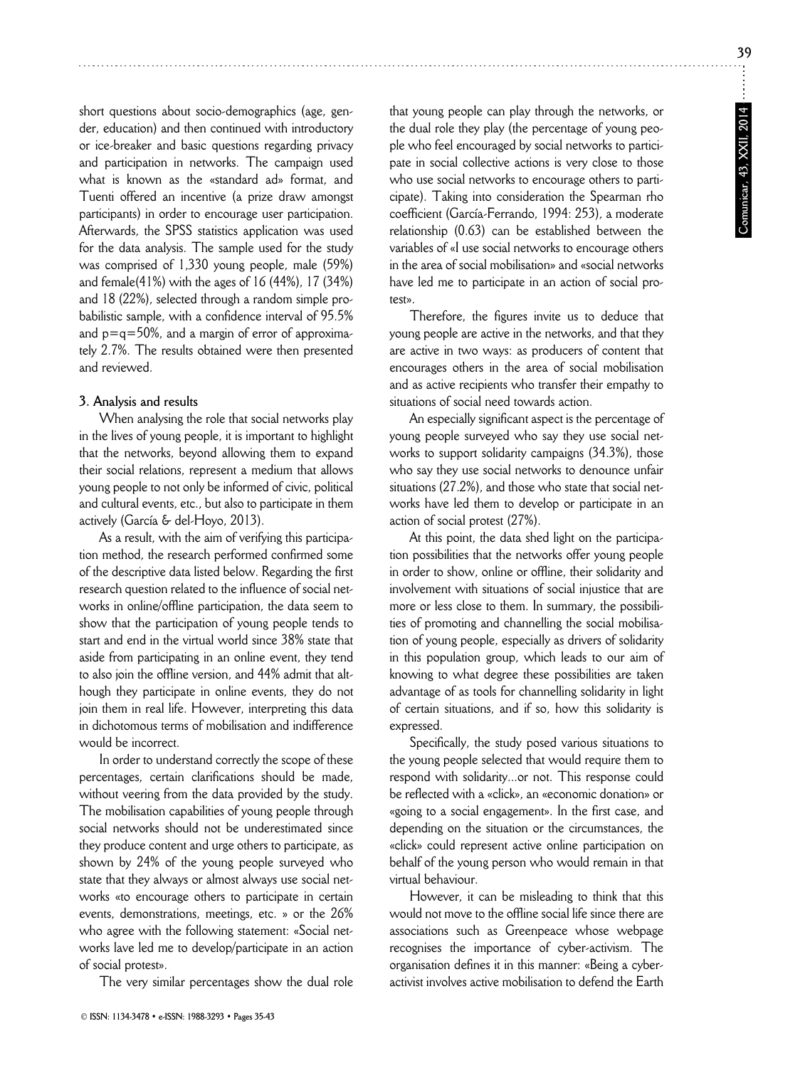short questions about socio-demographics (age, gender, education) and then continued with introductory or ice-breaker and basic questions regarding privacy and participation in networks. The campaign used what is known as the «standard ad» format, and Tuenti offered an incentive (a prize draw amongst participants) in order to encourage user participation. Afterwards, the SPSS statistics application was used for the data analysis. The sample used for the study was comprised of 1,330 young people, male (59%) and female(41%) with the ages of 16 (44%), 17 (34%) and 18 (22%), selected through a random simple probabilistic sample, with a confidence interval of 95.5% and p=q=50%, and a margin of error of approximately 2.7%. The results obtained were then presented and reviewed.

### 3. Analysis and results

When analysing the role that social networks play in the lives of young people, it is important to highlight that the networks, beyond allowing them to expand their social relations, represent a medium that allows young people to not only be informed of civic, political and cultural events, etc., but also to participate in them actively (García & del-Hoyo, 2013).

As a result, with the aim of verifying this participation method, the research performed confirmed some of the descriptive data listed below. Regarding the first research question related to the influence of social networks in online/offline participation, the data seem to show that the participation of young people tends to start and end in the virtual world since 38% state that aside from participating in an online event, they tend to also join the offline version, and 44% admit that although they participate in online events, they do not join them in real life. However, interpreting this data in dichotomous terms of mobilisation and indifference would be incorrect.

In order to understand correctly the scope of these percentages, certain clarifications should be made, without veering from the data provided by the study. The mobilisation capabilities of young people through social networks should not be underestimated since they produce content and urge others to participate, as shown by 24% of the young people surveyed who state that they always or almost always use social networks «to encourage others to participate in certain events, demonstrations, meetings, etc. » or the 26% who agree with the following statement: «Social networks lave led me to develop/participate in an action of social protest».

The very similar percentages show the dual role that young people can play through the networks, or the dual role they play (the percentage of young people who feel encouraged by social networks to participate in social collective actions is very close to those who use social networks to encourage others to participate). Taking into consideration the Spearman rho coefficient (García-Ferrando, 1994: 253), a moderate relationship (0.63) can be established between the variables of «I use social networks to encourage others in the area of social mobilisation» and «social networks have led me to participate in an action of social protest».

Therefore, the figures invite us to deduce that young people are active in the networks, and that they are active in two ways: as producers of content that encourages others in the area of social mobilisation and as active recipients who transfer their empathy to situations of social need towards action.

An especially significant aspect is the percentage of young people surveyed who say they use social networks to support solidarity campaigns (34.3%), those who say they use social networks to denounce unfair situations (27.2%), and those who state that social networks have led them to develop or participate in an action of social protest (27%).

At this point, the data shed light on the participation possibilities that the networks offer young people in order to show, online or offline, their solidarity and involvement with situations of social injustice that are more or less close to them. In summary, the possibilities of promoting and channelling the social mobilisation of young people, especially as drivers of solidarity in this population group, which leads to our aim of knowing to what degree these possibilities are taken advantage of as tools for channelling solidarity in light of certain situations, and if so, how this solidarity is expressed.

Specifically, the study posed various situations to the young people selected that would require them to respond with solidarity...or not. This response could be reflected with a «click», an «economic donation» or «going to a social engagement». In the first case, and depending on the situation or the circumstances, the «click» could represent active online participation on behalf of the young person who would remain in that virtual behaviour.

However, it can be misleading to think that this would not move to the offline social life since there are associations such as Greenpeace whose webpage recognises the importance of cyber-activism. The organisation defines it in this manner: «Being a cyberactivist involves active mobilisation to defend the Earth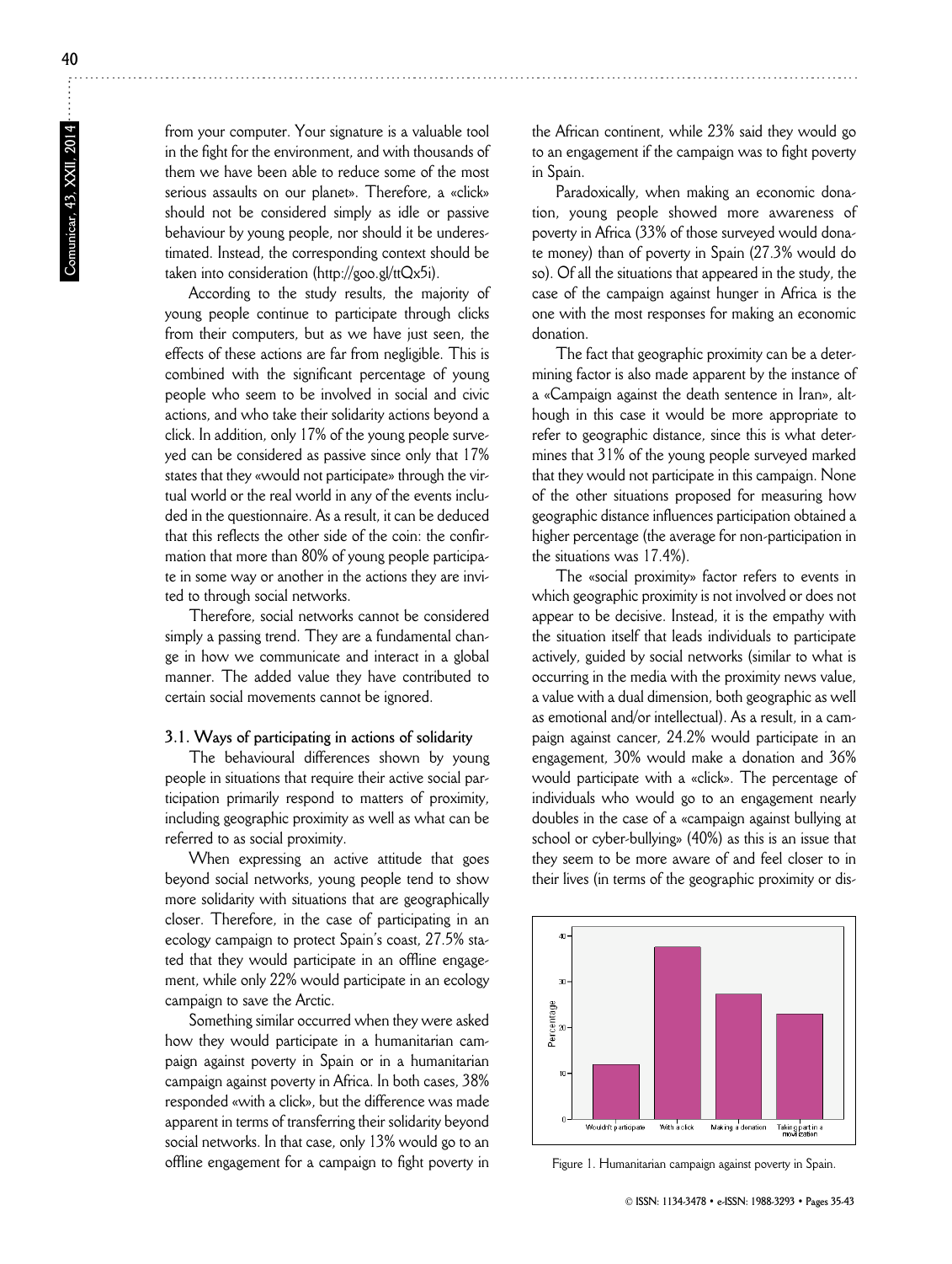from your computer. Your signature is a valuable tool in the fight for the environment, and with thousands of them we have been able to reduce some of the most serious assaults on our planet». Therefore, a «click» should not be considered simply as idle or passive behaviour by young people, nor should it be underestimated. Instead, the corresponding context should be taken into consideration (http://goo.gl/ttQx5i).

According to the study results, the majority of young people continue to participate through clicks from their computers, but as we have just seen, the effects of these actions are far from negligible. This is combined with the significant percentage of young people who seem to be involved in social and civic actions, and who take their solidarity actions beyond a click. In addition, only 17% of the young people surveyed can be considered as passive since only that 17% states that they «would not participate» through the virtual world or the real world in any of the events included in the questionnaire. As a result, it can be deduced that this reflects the other side of the coin: the confirmation that more than 80% of young people participate in some way or another in the actions they are invited to through social networks.

Therefore, social networks cannot be considered simply a passing trend. They are a fundamental change in how we communicate and interact in a global manner. The added value they have contributed to certain social movements cannot be ignored.

### 3.1. Ways of participating in actions of solidarity

The behavioural differences shown by young people in situations that require their active social participation primarily respond to matters of proximity, including geographic proximity as well as what can be referred to as social proximity.

When expressing an active attitude that goes beyond social networks, young people tend to show more solidarity with situations that are geographically closer. Therefore, in the case of participating in an ecology campaign to protect Spain's coast, 27.5% stated that they would participate in an offline engagement, while only 22% would participate in an ecology campaign to save the Arctic.

Something similar occurred when they were asked how they would participate in a humanitarian campaign against poverty in Spain or in a humanitarian campaign against poverty in Africa. In both cases, 38% responded «with a click», but the difference was made apparent in terms of transferring their solidarity beyond social networks. In that case, only 13% would go to an offline engagement for a campaign to fight poverty in the African continent, while 23% said they would go to an engagement if the campaign was to fight poverty in Spain.

Paradoxically, when making an economic donation, young people showed more awareness of poverty in Africa (33% of those surveyed would donate money) than of poverty in Spain (27.3% would do so). Of all the situations that appeared in the study, the case of the campaign against hunger in Africa is the one with the most responses for making an economic donation.

The fact that geographic proximity can be a determining factor is also made apparent by the instance of a «Campaign against the death sentence in Iran», although in this case it would be more appropriate to refer to geographic distance, since this is what determines that 31% of the young people surveyed marked that they would not participate in this campaign. None of the other situations proposed for measuring how geographic distance influences participation obtained a higher percentage (the average for non-participation in the situations was 17.4%).

The «social proximity» factor refers to events in which geographic proximity is not involved or does not appear to be decisive. Instead, it is the empathy with the situation itself that leads individuals to participate actively, guided by social networks (similar to what is occurring in the media with the proximity news value, a value with a dual dimension, both geographic as well as emotional and/or intellectual). As a result, in a campaign against cancer, 24.2% would participate in an engagement, 30% would make a donation and 36% would participate with a «click». The percentage of individuals who would go to an engagement nearly doubles in the case of a «campaign against bullying at school or cyber-bullying» (40%) as this is an issue that they seem to be more aware of and feel closer to in their lives (in terms of the geographic proximity or dis-

Figure 1. Humanitarian campaign against poverty in Spain.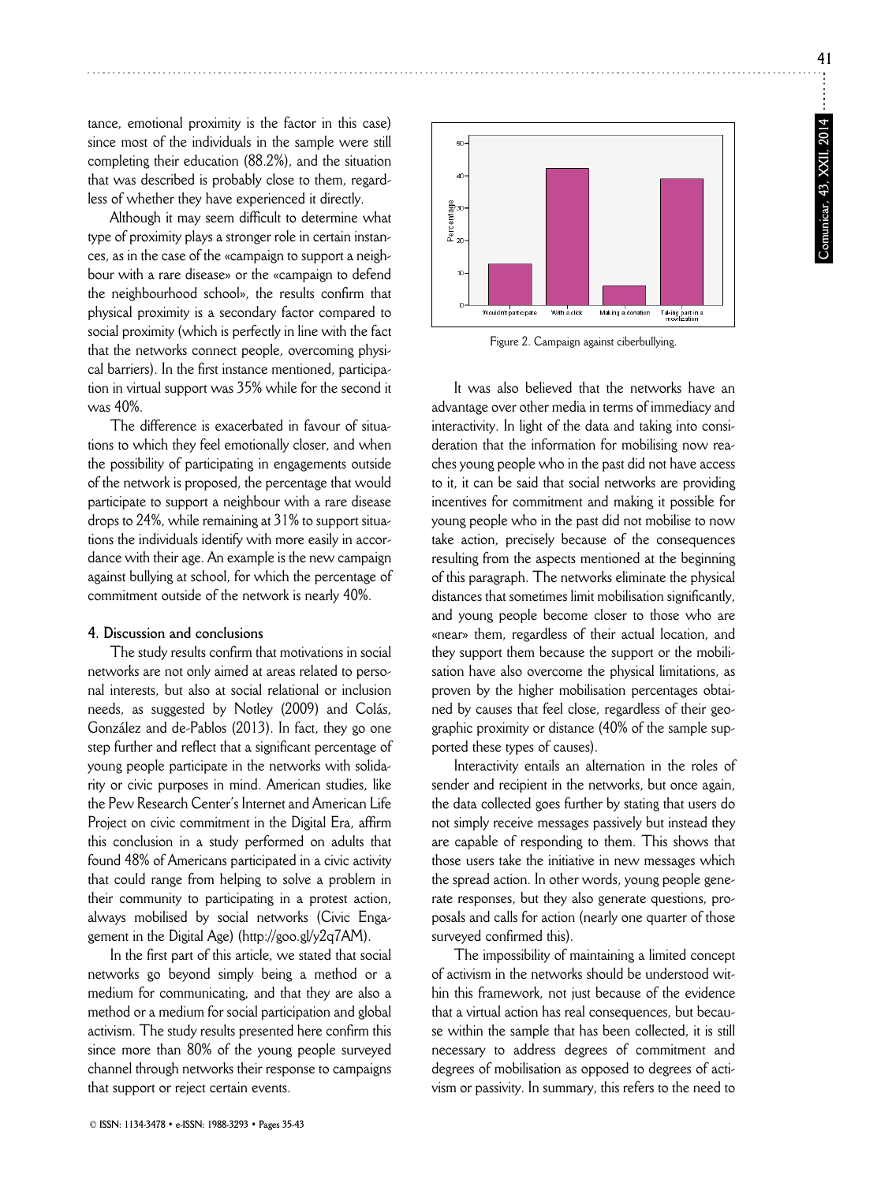tance, emotional proximity is the factor in this case) since most of the individuals in the sample were still completing their education (88.2%), and the situation that was described is probably close to them, regardless of whether they have experienced it directly.

Although it may seem difficult to determine what type of proximity plays a stronger role in certain instances, as in the case of the «campaign to support a neighbour with a rare disease» or the «campaign to defend the neighbourhood school», the results confirm that physical proximity is a secondary factor compared to social proximity (which is perfectly in line with the fact that the networks connect people, overcoming physical barriers). In the first instance mentioned, participation in virtual support was 35% while for the second it was 40%.

The difference is exacerbated in favour of situations to which they feel emotionally closer, and when the possibility of participating in engagements outside of the network is proposed, the percentage that would participate to support a neighbour with a rare disease drops to 24%, while remaining at 31% to support situations the individuals identify with more easily in accordance with their age. An example is the new campaign against bullying at school, for which the percentage of commitment outside of the network is nearly 40%.

### 4. Discussion and conclusions

The study results confirm that motivations in social networks are not only aimed at areas related to personal interests, but also at social relational or inclusion needs, as suggested by Notley (2009) and Colás, González and de-Pablos (2013). In fact, they go one step further and reflect that a significant percentage of young people participate in the networks with solidarity or civic purposes in mind. American studies, like the Pew Research Center's Internet and American Life Project on civic commitment in the Digital Era, affirm this conclusion in a study performed on adults that found 48% of Americans participated in a civic activity that could range from helping to solve a problem in their community to participating in a protest action, always mobilised by social networks (Civic Engagement in the Digital Age) (http://goo.gl/y2q7AM).

In the first part of this article, we stated that social networks go beyond simply being a method or a medium for communicating, and that they are also a method or a medium for social participation and global activism. The study results presented here confirm this since more than 80% of the young people surveyed channel through networks their response to campaigns that support or reject certain events.

Figure 2. Campaign against ciberbullying.

It was also believed that the networks have an advantage over other media in terms of immediacy and interactivity. In light of the data and taking into consideration that the information for mobilising now reaches young people who in the past did not have access to it, it can be said that social networks are providing incentives for commitment and making it possible for young people who in the past did not mobilise to now take action, precisely because of the consequences resulting from the aspects mentioned at the beginning of this paragraph. The networks eliminate the physical distances that sometimes limit mobilisation significantly, and young people become closer to those who are «near» them, regardless of their actual location, and they support them because the support or the mobilisation have also overcome the physical limitations, as proven by the higher mobilisation percentages obtained by causes that feel close, regardless of their geographic proximity or distance (40% of the sample supported these types of causes).

Interactivity entails an alternation in the roles of sender and recipient in the networks, but once again, the data collected goes further by stating that users do not simply receive messages passively but instead they are capable of responding to them. This shows that those users take the initiative in new messages which the spread action. In other words, young people generate responses, but they also generate questions, proposals and calls for action (nearly one quarter of those surveyed confirmed this).

The impossibility of maintaining a limited concept of activism in the networks should be understood within this framework, not just because of the evidence that a virtual action has real consequences, but because within the sample that has been collected, it is still necessary to address degrees of commitment and degrees of mobilisation as opposed to degrees of activism or passivity. In summary, this refers to the need to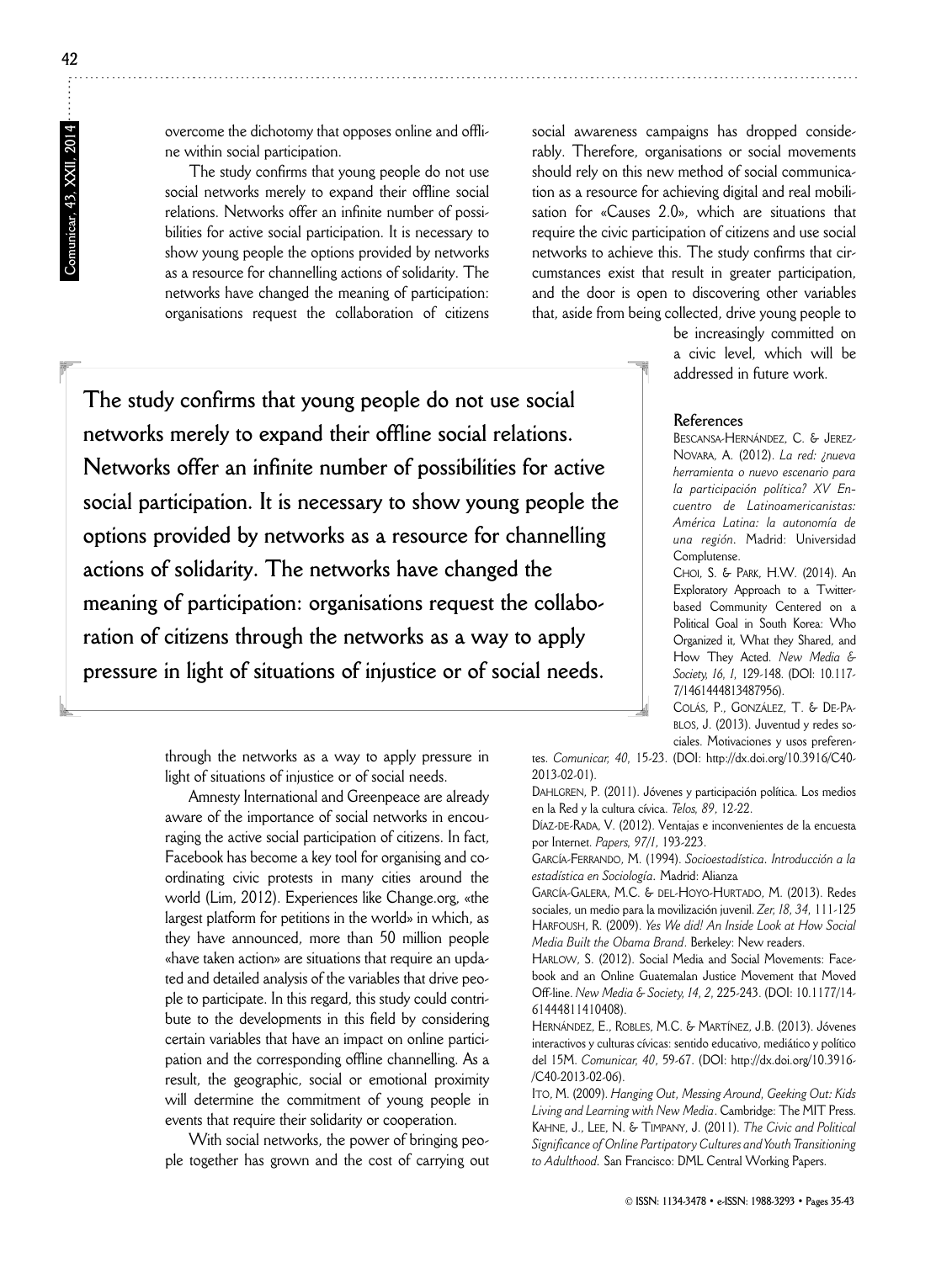overcome the dichotomy that opposes online and offline within social participation.

The study confirms that young people do not use social networks merely to expand their offline social relations. Networks offer an infinite number of possibilities for active social participation. It is necessary to show young people the options provided by networks as a resource for channelling actions of solidarity. The networks have changed the meaning of participation: organisations request the collaboration of citizens through the networks as a way to apply pressure in light of situations of injustice or of social needs.

> **The study confirms that young people do not use social networks merely to expand their offline social relations. Networks offer an infinite number of possibilities for active social participation. It is necessary to show young people the options provided by networks as a resource for channelling actions of solidarity. The networks have changed the meaning of participation: organisations request the collaboration of citizens through the networks as a way to apply pressure in light of situations of injustice or of social needs.**

Amnesty International and Greenpeace are already aware of the importance of social networks in encouraging the active social participation of citizens. In fact, Facebook has become a key tool for organising and coordinating civic protests in many cities around the world (Lim, 2012). Experiences like Change.org, «the largest platform for petitions in the world» in which, as they have announced, more than 50 million people «have taken action» are situations that require an updated and detailed analysis of the variables that drive people to participate. In this regard, this study could contribute to the developments in this field by considering certain variables that have an impact on online participation and the corresponding offline channelling. As a result, the geographic, social or emotional proximity will determine the commitment of young people in events that require their solidarity or cooperation.

With social networks, the power of bringing people together has grown and the cost of carrying out social awareness campaigns has dropped considerably. Therefore, organisations or social movements should rely on this new method of social communication as a resource for achieving digital and real mobilisation for «Causes 2.0», which are situations that require the civic participation of citizens and use social networks to achieve this. The study confirms that circumstances exist that result in greater participation, and the door is open to discovering other variables that, aside from being collected, drive young people to be increasingly committed on a civic level, which will be addressed in future work.

## References

Bescansa-Hernández, C. & Jerez-Novara, A. (2012). *La red: ¿nueva herramienta o nuevo escenario para la participación política? XV Encuentro de Latinoamericanistas: América Latina: la autonomía de una región*. Madrid: Universidad Complutense.

Choi, S. & Park, H.W. (2014). An Exploratory Approach to a Twitter-based Community Centered on a Political Goal in South Korea: Who Organized it, What they Shared, and How They Acted. *New Media & Society, 16, 1*, 129-148. (DOI: 10.1177/1461444813487956).

Colás, P., González, T. & De-Pablos, J. (2013). Juventud y redes sociales. Motivaciones y usos preferentes. *Comunicar, 40*, 15-23. (DOI: http://dx.doi.org/10.3916/C40-2013-02-01).

Dahlgren, P. (2011). Jóvenes y participación política. Los medios en la Red y la cultura cívica. *Telos, 89*, 12-22.

Díaz-de-Rada, V. (2012). Ventajas e inconvenientes de la encuesta por Internet. *Papers, 97/1*, 193-223.

García-Ferrando, M. (1994). *Socioestadística. Introducción a la estadística en Sociología*. Madrid: Alianza

García-Galera, M.C. & del-Hoyo-Hurtado, M. (2013). Redes sociales, un medio para la movilización juvenil. *Zer, 18, 34*, 111-125

Harfoush, R. (2009). *Yes We did! An Inside Look at How Social Media Built the Obama Brand*. Berkeley: New readers.

Harlow, S. (2012). Social Media and Social Movements: Facebook and an Online Guatemalan Justice Movement that Moved Off-line. *New Media & Society, 14, 2*, 225-243. (DOI: 10.1177/1461444811410408).

Hernández, E., Robles, M.C. & Martínez, J.B. (2013). Jóvenes interactivos y culturas cívicas: sentido educativo, mediático y político del 15M. *Comunicar, 40*, 59-67. (DOI: http://dx.doi.org/10.3916/C40-2013-02-06).

Ito, M. (2009). *Hanging Out, Messing Around, Geeking Out: Kids Living and Learning with New Media*. Cambridge: The MIT Press.

Kahne, J., Lee, N. & Timpany, J. (2011). *The Civic and Political Significance of Online Partipatory Cultures and Youth Transitioning to Adulthood*. San Francisco: DML Central Working Papers.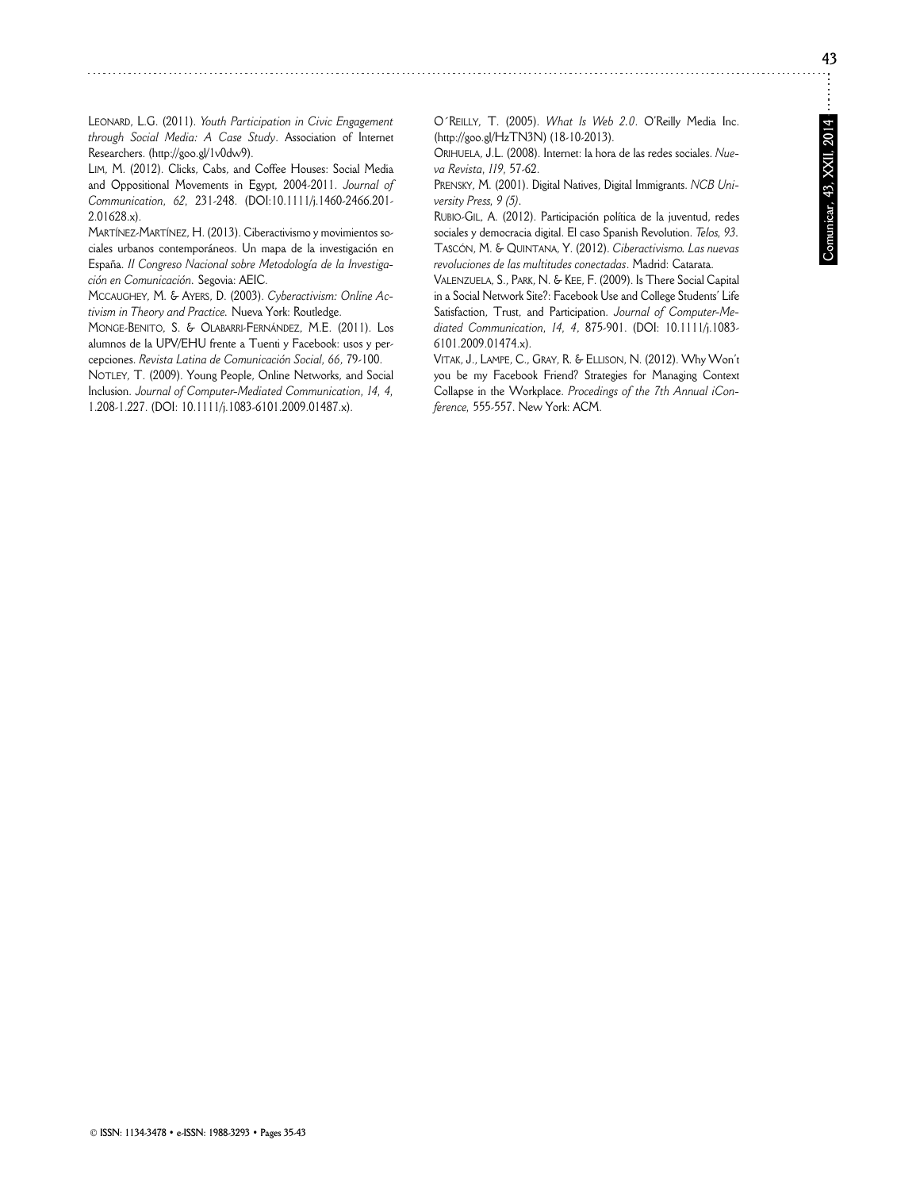LEONARD, L.G. (2011). *Youth Participation in Civic Engagement through Social Media: A Case Study*. Association of Internet Researchers. (http://goo.gl/1v0dw9).

LIM, M. (2012). Clicks, Cabs, and Coffee Houses: Social Media and Oppositional Movements in Egypt, 2004-2011. *Journal of Communication*, *62*, 231-248. (DOI:10.1111/j.1460-2466.2012.01628.x).

MARTÍNEZ-MARTÍNEZ, H. (2013). Ciberactivismo y movimientos sociales urbanos contemporáneos. Un mapa de la investigación en España. *II Congreso Nacional sobre Metodología de la Investigación en Comunicación*. Segovia: AEIC.

MCCAUGHEY, M. & AYERS, D. (2003). *Cyberactivism: Online Activism in Theory and Practice.* Nueva York: Routledge.

MONGE-BENITO, S. & OLABARRI-FERNÁNDEZ, M.E. (2011). Los alumnos de la UPV/EHU frente a Tuenti y Facebook: usos y percepciones. *Revista Latina de Comunicación Social*, *66*, 79-100.

NOTLEY, T. (2009). Young People, Online Networks, and Social Inclusion. *Journal of Computer-Mediated Communication*, *14*, *4*, 1.208-1.227. (DOI: 10.1111/j.1083-6101.2009.01487.x).

O´REILLY, T. (2005). *What Is Web 2.0*. O'Reilly Media Inc. (http://goo.gl/HzTN3N) (18-10-2013).

ORIHUELA, J.L. (2008). Internet: la hora de las redes sociales. *Nueva Revista*, *119*, 57-62.

PRENSKY, M. (2001). Digital Natives, Digital Immigrants. *NCB University Press, 9 (5)*.

RUBIO-GIL, A. (2012). Participación política de la juventud, redes sociales y democracia digital. El caso Spanish Revolution. *Telos*, *93*.

TASCÓN, M. & QUINTANA, Y. (2012). *Ciberactivismo. Las nuevas revoluciones de las multitudes conectadas*. Madrid: Catarata.

VALENZUELA, S., PARK, N. & KEE, F. (2009). Is There Social Capital in a Social Network Site?: Facebook Use and College Students' Life Satisfaction, Trust, and Participation. *Journal of Computer-Mediated Communication*, *14*, *4*, 875-901. (DOI: 10.1111/j.1083-6101.2009.01474.x).

VITAK, J., LAMPE, C., GRAY, R. & ELLISON, N. (2012). Why Won't you be my Facebook Friend? Strategies for Managing Context Collapse in the Workplace. *Procedings of the 7th Annual iConference*, 555-557. New York: ACM.